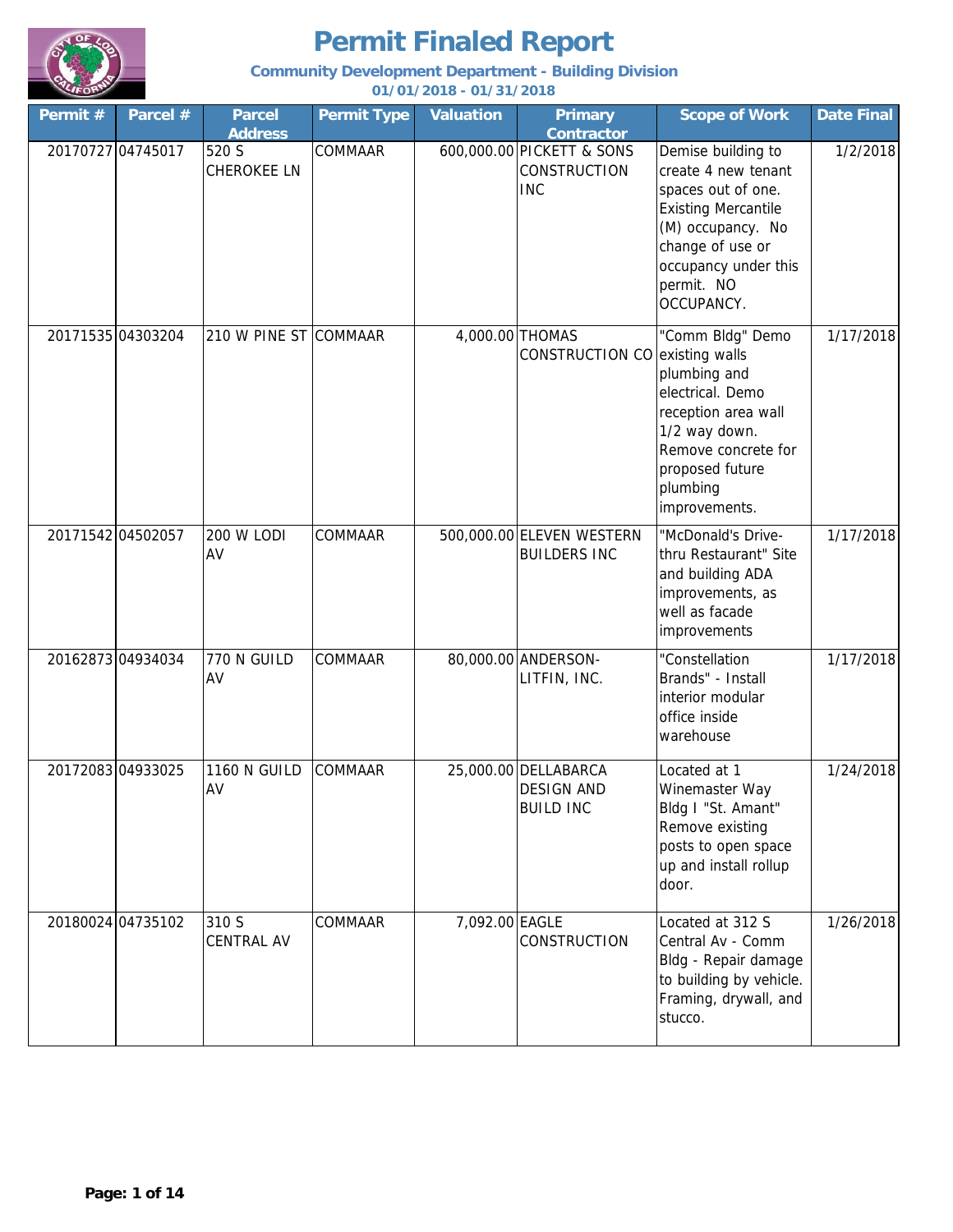# Permit Finaled Report

### Community Development Department - Building Division

### 01/01/2018 - 01/31/2018

| Permit # | Parcel # | Parcel Address | Permit Type | Valuation | Primary Contractor | Scope of Work | Date Final |
|---|---|---|---|---|---|---|---|
| 20170727 | 04745017 | 520 S CHEROKEE LN | COMMAAR | 600,000.00 | PICKETT & SONS CONSTRUCTION INC | Demise building to create 4 new tenant spaces out of one. Existing Mercantile (M) occupancy. No change of use or occupancy under this permit. NO OCCUPANCY. | 1/2/2018 |
| 20171535 | 04303204 | 210 W PINE ST | COMMAAR | 4,000.00 | THOMAS CONSTRUCTION CO | "Comm Bldg" Demo existing walls plumbing and electrical. Demo reception area wall 1/2 way down. Remove concrete for proposed future plumbing improvements. | 1/17/2018 |
| 20171542 | 04502057 | 200 W LODI AV | COMMAAR | 500,000.00 | ELEVEN WESTERN BUILDERS INC | "McDonald's Drive-thru Restaurant" Site and building ADA improvements, as well as facade improvements | 1/17/2018 |
| 20162873 | 04934034 | 770 N GUILD AV | COMMAAR | 80,000.00 | ANDERSON-LITFIN, INC. | "Constellation Brands" - Install interior modular office inside warehouse | 1/17/2018 |
| 20172083 | 04933025 | 1160 N GUILD AV | COMMAAR | 25,000.00 | DELLABARCA DESIGN AND BUILD INC | Located at 1 Winemaster Way Bldg I "St. Amant" Remove existing posts to open space up and install rollup door. | 1/24/2018 |
| 20180024 | 04735102 | 310 S CENTRAL AV | COMMAAR | 7,092.00 | EAGLE CONSTRUCTION | Located at 312 S Central Av - Comm Bldg - Repair damage to building by vehicle. Framing, drywall, and stucco. | 1/26/2018 |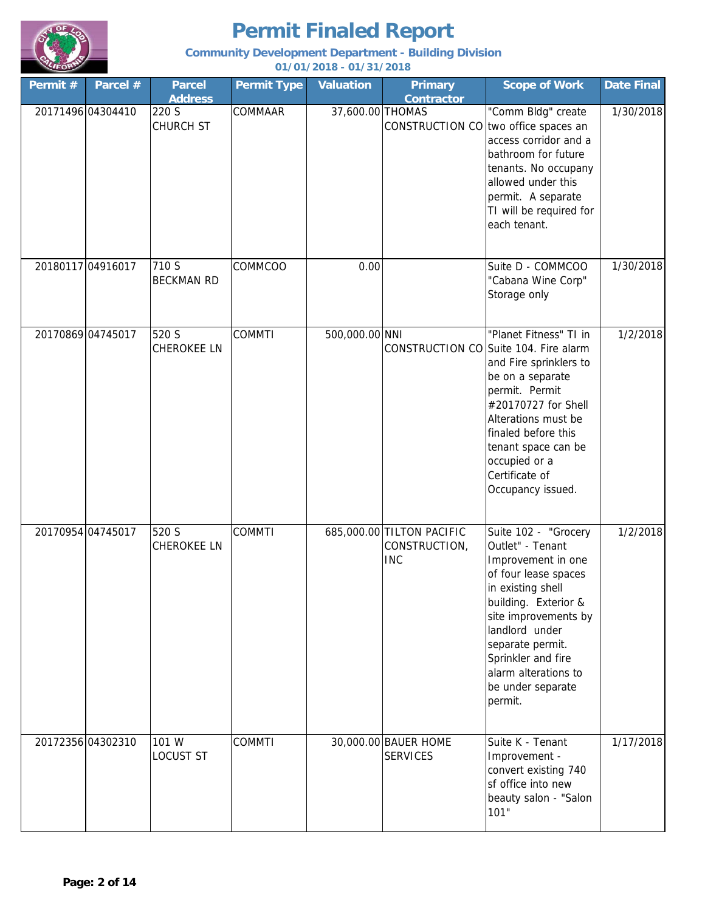# Permit Finaled Report

**Community Development Department - Building Division**

**01/01/2018 - 01/31/2018**

| Permit # | Parcel # | Parcel Address | Permit Type | Valuation | Primary Contractor | Scope of Work | Date Final |
|---|---|---|---|---|---|---|---|
| 20171496 | 04304410 | 220 S CHURCH ST | COMMAAR | 37,600.00 | THOMAS CONSTRUCTION CO | "Comm Bldg" create two office spaces an access corridor and a bathroom for future tenants. No occupany allowed under this permit. A separate TI will be required for each tenant. | 1/30/2018 |
| 20180117 | 04916017 | 710 S BECKMAN RD | COMMCOO | 0.00 | | Suite D - COMMCOO "Cabana Wine Corp" Storage only | 1/30/2018 |
| 20170869 | 04745017 | 520 S CHEROKEE LN | COMMTI | 500,000.00 | NNI CONSTRUCTION CO | "Planet Fitness" TI in Suite 104. Fire alarm and Fire sprinklers to be on a separate permit. Permit #20170727 for Shell Alterations must be finaled before this tenant space can be occupied or a Certificate of Occupancy issued. | 1/2/2018 |
| 20170954 | 04745017 | 520 S CHEROKEE LN | COMMTI | 685,000.00 | TILTON PACIFIC CONSTRUCTION, INC | Suite 102 - "Grocery Outlet" - Tenant Improvement in one of four lease spaces in existing shell building. Exterior & site improvements by landlord under separate permit. Sprinkler and fire alarm alterations to be under separate permit. | 1/2/2018 |
| 20172356 | 04302310 | 101 W LOCUST ST | COMMTI | 30,000.00 | BAUER HOME SERVICES | Suite K - Tenant Improvement - convert existing 740 sf office into new beauty salon - "Salon 101" | 1/17/2018 |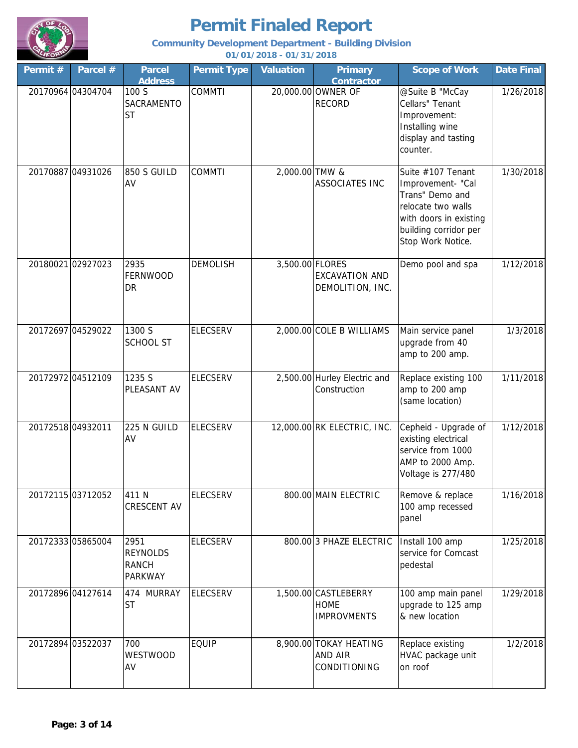# Permit Finaled Report

**Community Development Department - Building Division**

**01/01/2018 - 01/31/2018**

| Permit # | Parcel # | Parcel Address | Permit Type | Valuation | Primary Contractor | Scope of Work | Date Final |
|---|---|---|---|---|---|---|---|
| 20170964 | 04304704 | 100 S SACRAMENTO ST | COMMTI | 20,000.00 | OWNER OF RECORD | @Suite B "McCay Cellars" Tenant Improvement: Installing wine display and tasting counter. | 1/26/2018 |
| 20170887 | 04931026 | 850 S GUILD AV | COMMTI | 2,000.00 | TMW & ASSOCIATES INC | Suite #107 Tenant Improvement- "Cal Trans" Demo and relocate two walls with doors in existing building corridor per Stop Work Notice. | 1/30/2018 |
| 20180021 | 02927023 | 2935 FERNWOOD DR | DEMOLISH | 3,500.00 | FLORES EXCAVATION AND DEMOLITION, INC. | Demo pool and spa | 1/12/2018 |
| 20172697 | 04529022 | 1300 S SCHOOL ST | ELECSERV | 2,000.00 | COLE B WILLIAMS | Main service panel upgrade from 40 amp to 200 amp. | 1/3/2018 |
| 20172972 | 04512109 | 1235 S PLEASANT AV | ELECSERV | 2,500.00 | Hurley Electric and Construction | Replace existing 100 amp to 200 amp (same location) | 1/11/2018 |
| 20172518 | 04932011 | 225 N GUILD AV | ELECSERV | 12,000.00 | RK ELECTRIC, INC. | Cepheid - Upgrade of existing electrical service from 1000 AMP to 2000 Amp. Voltage is 277/480 | 1/12/2018 |
| 20172115 | 03712052 | 411 N CRESCENT AV | ELECSERV | 800.00 | MAIN ELECTRIC | Remove & replace 100 amp recessed panel | 1/16/2018 |
| 20172333 | 05865004 | 2951 REYNOLDS RANCH PARKWAY | ELECSERV | 800.00 | 3 PHAZE ELECTRIC | Install 100 amp service for Comcast pedestal | 1/25/2018 |
| 20172896 | 04127614 | 474 MURRAY ST | ELECSERV | 1,500.00 | CASTLEBERRY HOME IMPROVMENTS | 100 amp main panel upgrade to 125 amp & new location | 1/29/2018 |
| 20172894 | 03522037 | 700 WESTWOOD AV | EQUIP | 8,900.00 | TOKAY HEATING AND AIR CONDITIONING | Replace existing HVAC package unit on roof | 1/2/2018 |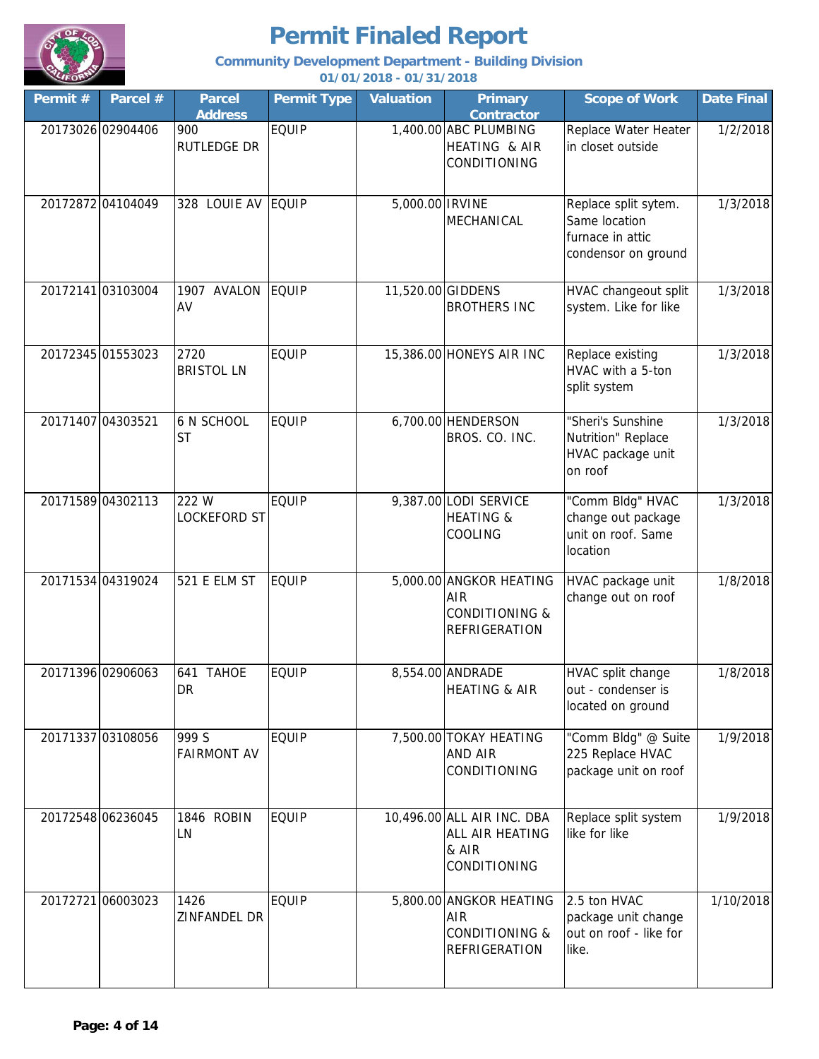# Permit Finaled Report

**Community Development Department - Building Division**

**01/01/2018 - 01/31/2018**

| Permit # | Parcel # | Parcel Address | Permit Type | Valuation | Primary Contractor | Scope of Work | Date Final |
|---|---|---|---|---|---|---|---|
| 20173026 | 02904406 | 900 RUTLEDGE DR | EQUIP | 1,400.00 | ABC PLUMBING HEATING & AIR CONDITIONING | Replace Water Heater in closet outside | 1/2/2018 |
| 20172872 | 04104049 | 328 LOUIE AV | EQUIP | 5,000.00 | IRVINE MECHANICAL | Replace split sytem. Same location furnace in attic condensor on ground | 1/3/2018 |
| 20172141 | 03103004 | 1907 AVALON AV | EQUIP | 11,520.00 | GIDDENS BROTHERS INC | HVAC changeout split system. Like for like | 1/3/2018 |
| 20172345 | 01553023 | 2720 BRISTOL LN | EQUIP | 15,386.00 | HONEYS AIR INC | Replace existing HVAC with a 5-ton split system | 1/3/2018 |
| 20171407 | 04303521 | 6 N SCHOOL ST | EQUIP | 6,700.00 | HENDERSON BROS. CO. INC. | "Sheri's Sunshine Nutrition" Replace HVAC package unit on roof | 1/3/2018 |
| 20171589 | 04302113 | 222 W LOCKEFORD ST | EQUIP | 9,387.00 | LODI SERVICE HEATING & COOLING | "Comm Bldg" HVAC change out package unit on roof. Same location | 1/3/2018 |
| 20171534 | 04319024 | 521 E ELM ST | EQUIP | 5,000.00 | ANGKOR HEATING AIR CONDITIONING & REFRIGERATION | HVAC package unit change out on roof | 1/8/2018 |
| 20171396 | 02906063 | 641 TAHOE DR | EQUIP | 8,554.00 | ANDRADE HEATING & AIR | HVAC split change out - condenser is located on ground | 1/8/2018 |
| 20171337 | 03108056 | 999 S FAIRMONT AV | EQUIP | 7,500.00 | TOKAY HEATING AND AIR CONDITIONING | "Comm Bldg" @ Suite 225 Replace HVAC package unit on roof | 1/9/2018 |
| 20172548 | 06236045 | 1846 ROBIN LN | EQUIP | 10,496.00 | ALL AIR INC. DBA ALL AIR HEATING & AIR CONDITIONING | Replace split system like for like | 1/9/2018 |
| 20172721 | 06003023 | 1426 ZINFANDEL DR | EQUIP | 5,800.00 | ANGKOR HEATING AIR CONDITIONING & REFRIGERATION | 2.5 ton HVAC package unit change out on roof - like for like. | 1/10/2018 |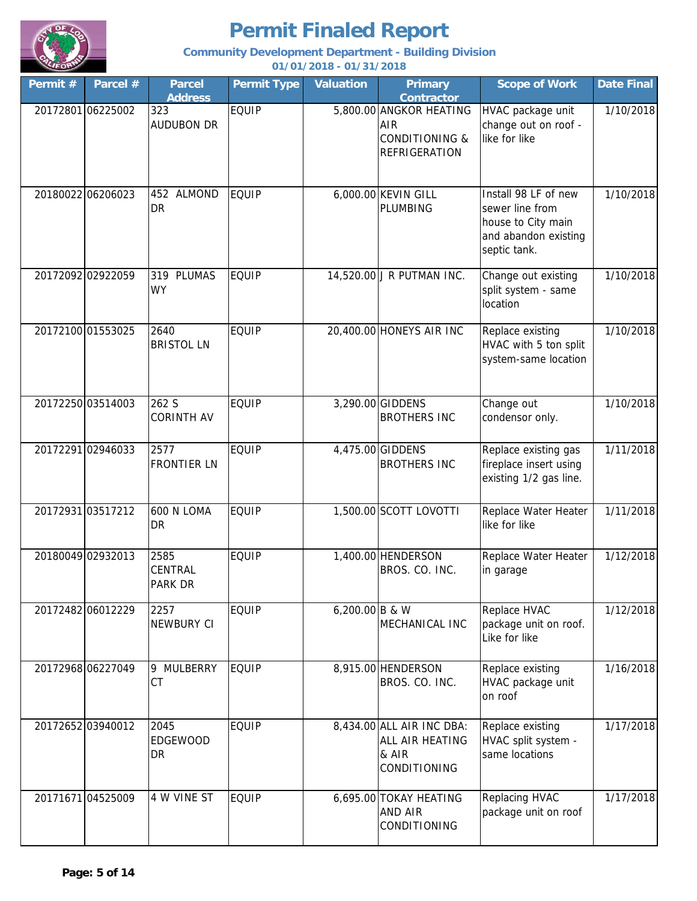# Permit Finaled Report

**Community Development Department - Building Division**

**01/01/2018 - 01/31/2018**

| Permit # | Parcel # | Parcel Address | Permit Type | Valuation | Primary Contractor | Scope of Work | Date Final |
|---|---|---|---|---|---|---|---|
| 20172801 | 06225002 | 323 AUDUBON DR | EQUIP | 5,800.00 | ANGKOR HEATING AIR CONDITIONING & REFRIGERATION | HVAC package unit change out on roof - like for like | 1/10/2018 |
| 20180022 | 06206023 | 452 ALMOND DR | EQUIP | 6,000.00 | KEVIN GILL PLUMBING | Install 98 LF of new sewer line from house to City main and abandon existing septic tank. | 1/10/2018 |
| 20172092 | 02922059 | 319 PLUMAS WY | EQUIP | 14,520.00 | J R PUTMAN INC. | Change out existing split system - same location | 1/10/2018 |
| 20172100 | 01553025 | 2640 BRISTOL LN | EQUIP | 20,400.00 | HONEYS AIR INC | Replace existing HVAC with 5 ton split system-same location | 1/10/2018 |
| 20172250 | 03514003 | 262 S CORINTH AV | EQUIP | 3,290.00 | GIDDENS BROTHERS INC | Change out condensor only. | 1/10/2018 |
| 20172291 | 02946033 | 2577 FRONTIER LN | EQUIP | 4,475.00 | GIDDENS BROTHERS INC | Replace existing gas fireplace insert using existing 1/2 gas line. | 1/11/2018 |
| 20172931 | 03517212 | 600 N LOMA DR | EQUIP | 1,500.00 | SCOTT LOVOTTI | Replace Water Heater like for like | 1/11/2018 |
| 20180049 | 02932013 | 2585 CENTRAL PARK DR | EQUIP | 1,400.00 | HENDERSON BROS. CO. INC. | Replace Water Heater in garage | 1/12/2018 |
| 20172482 | 06012229 | 2257 NEWBURY CI | EQUIP | 6,200.00 | B & W MECHANICAL INC | Replace HVAC package unit on roof. Like for like | 1/12/2018 |
| 20172968 | 06227049 | 9 MULBERRY CT | EQUIP | 8,915.00 | HENDERSON BROS. CO. INC. | Replace existing HVAC package unit on roof | 1/16/2018 |
| 20172652 | 03940012 | 2045 EDGEWOOD DR | EQUIP | 8,434.00 | ALL AIR INC DBA: ALL AIR HEATING & AIR CONDITIONING | Replace existing HVAC split system - same locations | 1/17/2018 |
| 20171671 | 04525009 | 4 W VINE ST | EQUIP | 6,695.00 | TOKAY HEATING AND AIR CONDITIONING | Replacing HVAC package unit on roof | 1/17/2018 |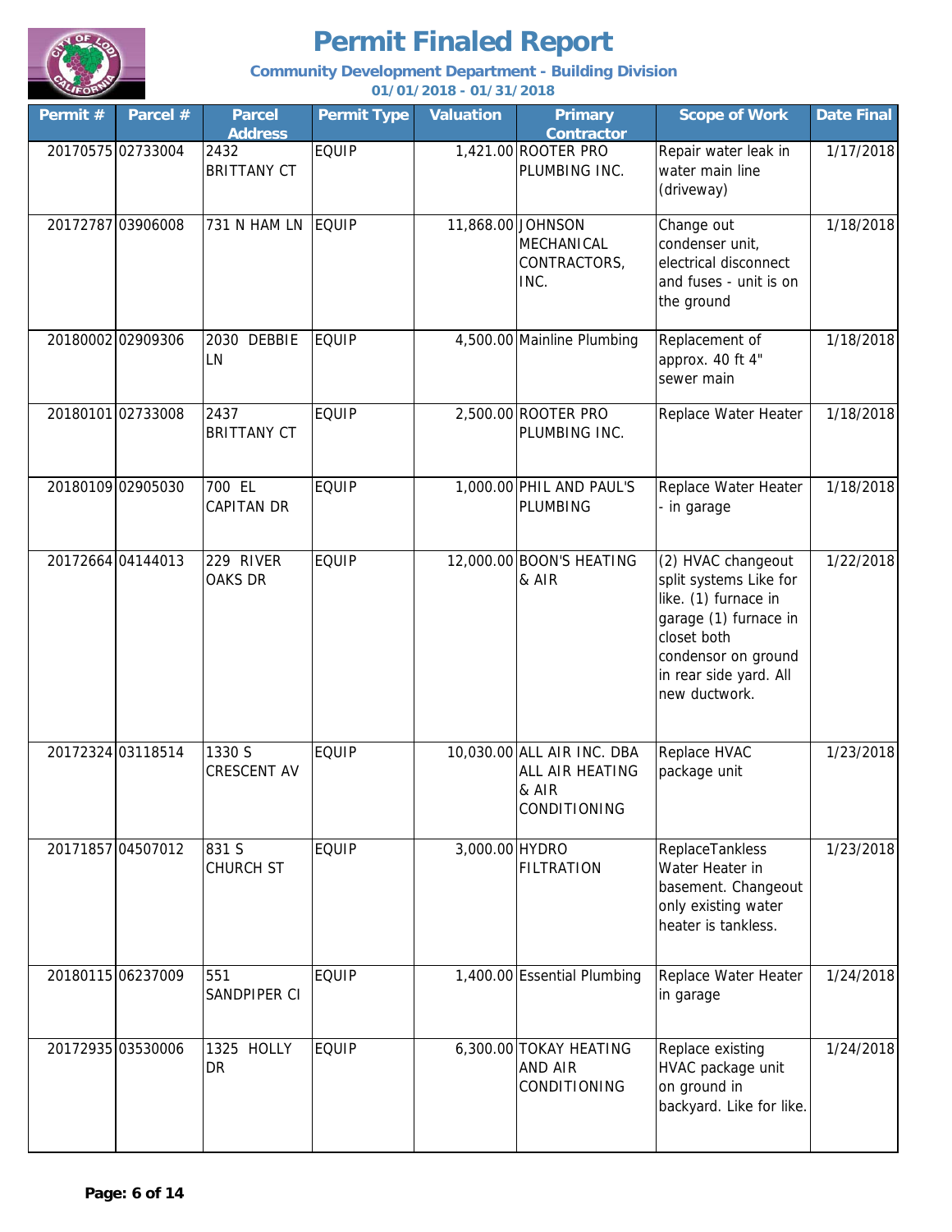# Permit Finaled Report

**Community Development Department - Building Division**

**01/01/2018 - 01/31/2018**

| Permit # | Parcel # | Parcel Address | Permit Type | Valuation | Primary Contractor | Scope of Work | Date Final |
|---|---|---|---|---|---|---|---|
| 20170575 | 02733004 | 2432 BRITTANY CT | EQUIP | 1,421.00 | ROOTER PRO PLUMBING INC. | Repair water leak in water main line (driveway) | 1/17/2018 |
| 20172787 | 03906008 | 731 N HAM LN | EQUIP | 11,868.00 | JOHNSON MECHANICAL CONTRACTORS, INC. | Change out condenser unit, electrical disconnect and fuses - unit is on the ground | 1/18/2018 |
| 20180002 | 02909306 | 2030 DEBBIE LN | EQUIP | 4,500.00 | Mainline Plumbing | Replacement of approx. 40 ft 4" sewer main | 1/18/2018 |
| 20180101 | 02733008 | 2437 BRITTANY CT | EQUIP | 2,500.00 | ROOTER PRO PLUMBING INC. | Replace Water Heater | 1/18/2018 |
| 20180109 | 02905030 | 700 EL CAPITAN DR | EQUIP | 1,000.00 | PHIL AND PAUL'S PLUMBING | Replace Water Heater - in garage | 1/18/2018 |
| 20172664 | 04144013 | 229 RIVER OAKS DR | EQUIP | 12,000.00 | BOON'S HEATING & AIR | (2) HVAC changeout split systems Like for like. (1) furnace in garage (1) furnace in closet both condensor on ground in rear side yard. All new ductwork. | 1/22/2018 |
| 20172324 | 03118514 | 1330 S CRESCENT AV | EQUIP | 10,030.00 | ALL AIR INC. DBA ALL AIR HEATING & AIR CONDITIONING | Replace HVAC package unit | 1/23/2018 |
| 20171857 | 04507012 | 831 S CHURCH ST | EQUIP | 3,000.00 | HYDRO FILTRATION | ReplaceTankless Water Heater in basement. Changeout only existing water heater is tankless. | 1/23/2018 |
| 20180115 | 06237009 | 551 SANDPIPER CI | EQUIP | 1,400.00 | Essential Plumbing | Replace Water Heater in garage | 1/24/2018 |
| 20172935 | 03530006 | 1325 HOLLY DR | EQUIP | 6,300.00 | TOKAY HEATING AND AIR CONDITIONING | Replace existing HVAC package unit on ground in backyard. Like for like. | 1/24/2018 |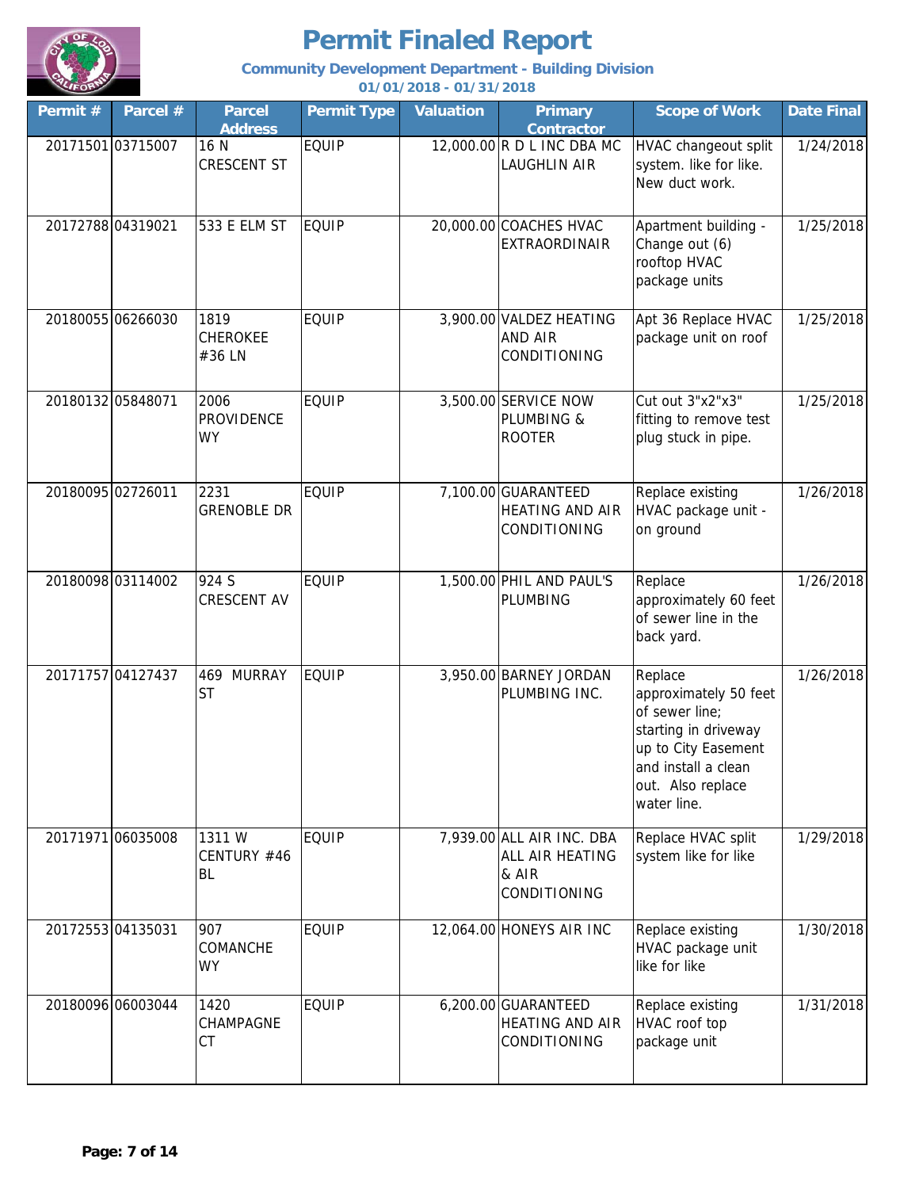# Permit Finaled Report

**Community Development Department - Building Division**

**01/01/2018 - 01/31/2018**

| Permit # | Parcel # | Parcel Address | Permit Type | Valuation | Primary Contractor | Scope of Work | Date Final |
|---|---|---|---|---|---|---|---|
| 20171501 | 03715007 | 16 N CRESCENT ST | EQUIP | 12,000.00 | R D L INC DBA MC LAUGHLIN AIR | HVAC changeout split system. like for like. New duct work. | 1/24/2018 |
| 20172788 | 04319021 | 533 E ELM ST | EQUIP | 20,000.00 | COACHES HVAC EXTRAORDINAIR | Apartment building - Change out (6) rooftop HVAC package units | 1/25/2018 |
| 20180055 | 06266030 | 1819 CHEROKEE #36 LN | EQUIP | 3,900.00 | VALDEZ HEATING AND AIR CONDITIONING | Apt 36 Replace HVAC package unit on roof | 1/25/2018 |
| 20180132 | 05848071 | 2006 PROVIDENCE WY | EQUIP | 3,500.00 | SERVICE NOW PLUMBING & ROOTER | Cut out 3"x2"x3" fitting to remove test plug stuck in pipe. | 1/25/2018 |
| 20180095 | 02726011 | 2231 GRENOBLE DR | EQUIP | 7,100.00 | GUARANTEED HEATING AND AIR CONDITIONING | Replace existing HVAC package unit - on ground | 1/26/2018 |
| 20180098 | 03114002 | 924 S CRESCENT AV | EQUIP | 1,500.00 | PHIL AND PAUL'S PLUMBING | Replace approximately 60 feet of sewer line in the back yard. | 1/26/2018 |
| 20171757 | 04127437 | 469 MURRAY ST | EQUIP | 3,950.00 | BARNEY JORDAN PLUMBING INC. | Replace approximately 50 feet of sewer line; starting in driveway up to City Easement and install a clean out. Also replace water line. | 1/26/2018 |
| 20171971 | 06035008 | 1311 W CENTURY #46 BL | EQUIP | 7,939.00 | ALL AIR INC. DBA ALL AIR HEATING & AIR CONDITIONING | Replace HVAC split system like for like | 1/29/2018 |
| 20172553 | 04135031 | 907 COMANCHE WY | EQUIP | 12,064.00 | HONEYS AIR INC | Replace existing HVAC package unit like for like | 1/30/2018 |
| 20180096 | 06003044 | 1420 CHAMPAGNE CT | EQUIP | 6,200.00 | GUARANTEED HEATING AND AIR CONDITIONING | Replace existing HVAC roof top package unit | 1/31/2018 |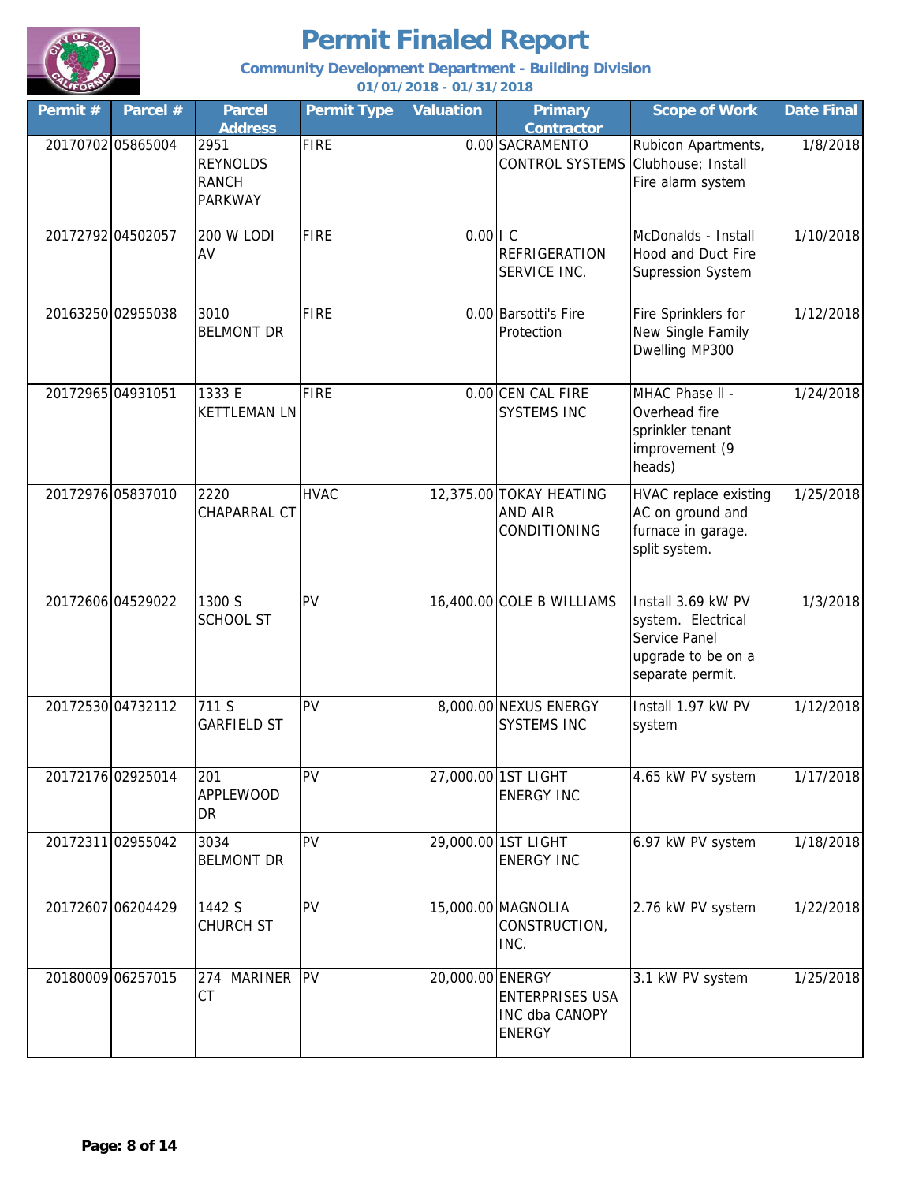# Permit Finaled Report

### Community Development Department - Building Division

### 01/01/2018 - 01/31/2018

| Permit # | Parcel # | Parcel Address | Permit Type | Valuation | Primary Contractor | Scope of Work | Date Final |
|---|---|---|---|---|---|---|---|
| 20170702 | 05865004 | 2951 REYNOLDS RANCH PARKWAY | FIRE | 0.00 | SACRAMENTO CONTROL SYSTEMS | Rubicon Apartments, Clubhouse; Install Fire alarm system | 1/8/2018 |
| 20172792 | 04502057 | 200 W LODI AV | FIRE | 0.00 | I C REFRIGERATION SERVICE INC. | McDonalds - Install Hood and Duct Fire Supression System | 1/10/2018 |
| 20163250 | 02955038 | 3010 BELMONT DR | FIRE | 0.00 | Barsotti's Fire Protection | Fire Sprinklers for New Single Family Dwelling MP300 | 1/12/2018 |
| 20172965 | 04931051 | 1333 E KETTLEMAN LN | FIRE | 0.00 | CEN CAL FIRE SYSTEMS INC | MHAC Phase II - Overhead fire sprinkler tenant improvement (9 heads) | 1/24/2018 |
| 20172976 | 05837010 | 2220 CHAPARRAL CT | HVAC | 12,375.00 | TOKAY HEATING AND AIR CONDITIONING | HVAC replace existing AC on ground and furnace in garage. split system. | 1/25/2018 |
| 20172606 | 04529022 | 1300 S SCHOOL ST | PV | 16,400.00 | COLE B WILLIAMS | Install 3.69 kW PV system. Electrical Service Panel upgrade to be on a separate permit. | 1/3/2018 |
| 20172530 | 04732112 | 711 S GARFIELD ST | PV | 8,000.00 | NEXUS ENERGY SYSTEMS INC | Install 1.97 kW PV system | 1/12/2018 |
| 20172176 | 02925014 | 201 APPLEWOOD DR | PV | 27,000.00 | 1ST LIGHT ENERGY INC | 4.65 kW PV system | 1/17/2018 |
| 20172311 | 02955042 | 3034 BELMONT DR | PV | 29,000.00 | 1ST LIGHT ENERGY INC | 6.97 kW PV system | 1/18/2018 |
| 20172607 | 06204429 | 1442 S CHURCH ST | PV | 15,000.00 | MAGNOLIA CONSTRUCTION, INC. | 2.76 kW PV system | 1/22/2018 |
| 20180009 | 06257015 | 274 MARINER CT | PV | 20,000.00 | ENERGY ENTERPRISES USA INC dba CANOPY ENERGY | 3.1 kW PV system | 1/25/2018 |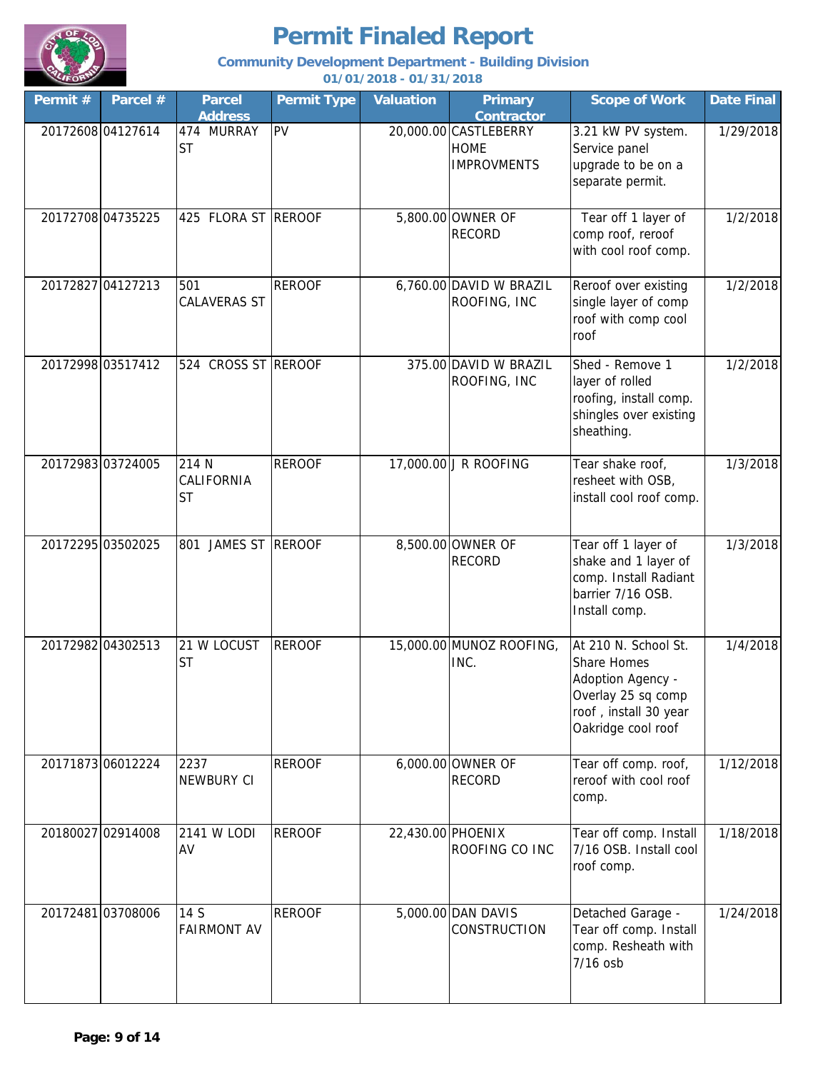# Permit Finaled Report

**Community Development Department - Building Division**

**01/01/2018 - 01/31/2018**

| Permit # | Parcel # | Parcel Address | Permit Type | Valuation | Primary Contractor | Scope of Work | Date Final |
|---|---|---|---|---|---|---|---|
| 20172608 | 04127614 | 474 MURRAY ST | PV | 20,000.00 | CASTLEBERRY HOME IMPROVMENTS | 3.21 kW PV system. Service panel upgrade to be on a separate permit. | 1/29/2018 |
| 20172708 | 04735225 | 425 FLORA ST | REROOF | 5,800.00 | OWNER OF RECORD | Tear off 1 layer of comp roof, reroof with cool roof comp. | 1/2/2018 |
| 20172827 | 04127213 | 501 CALAVERAS ST | REROOF | 6,760.00 | DAVID W BRAZIL ROOFING, INC | Reroof over existing single layer of comp roof with comp cool roof | 1/2/2018 |
| 20172998 | 03517412 | 524 CROSS ST | REROOF | 375.00 | DAVID W BRAZIL ROOFING, INC | Shed - Remove 1 layer of rolled roofing, install comp. shingles over existing sheathing. | 1/2/2018 |
| 20172983 | 03724005 | 214 N CALIFORNIA ST | REROOF | 17,000.00 | J R ROOFING | Tear shake roof, resheet with OSB, install cool roof comp. | 1/3/2018 |
| 20172295 | 03502025 | 801 JAMES ST | REROOF | 8,500.00 | OWNER OF RECORD | Tear off 1 layer of shake and 1 layer of comp. Install Radiant barrier 7/16 OSB. Install comp. | 1/3/2018 |
| 20172982 | 04302513 | 21 W LOCUST ST | REROOF | 15,000.00 | MUNOZ ROOFING, INC. | At 210 N. School St. Share Homes Adoption Agency - Overlay 25 sq comp roof , install 30 year Oakridge cool roof | 1/4/2018 |
| 20171873 | 06012224 | 2237 NEWBURY CI | REROOF | 6,000.00 | OWNER OF RECORD | Tear off comp. roof, reroof with cool roof comp. | 1/12/2018 |
| 20180027 | 02914008 | 2141 W LODI AV | REROOF | 22,430.00 | PHOENIX ROOFING CO INC | Tear off comp. Install 7/16 OSB. Install cool roof comp. | 1/18/2018 |
| 20172481 | 03708006 | 14 S FAIRMONT AV | REROOF | 5,000.00 | DAN DAVIS CONSTRUCTION | Detached Garage - Tear off comp. Install comp. Resheath with 7/16 osb | 1/24/2018 |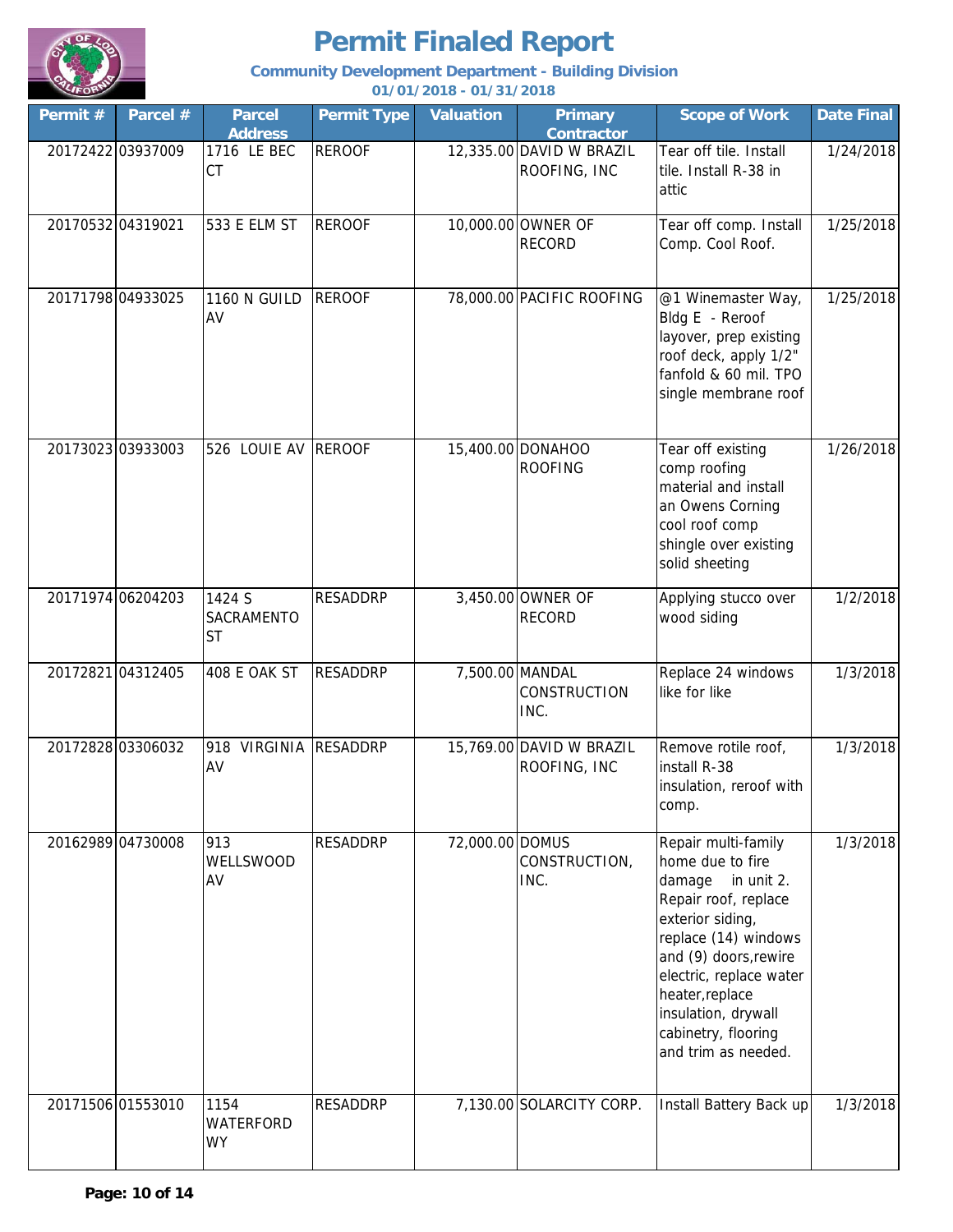# Permit Finaled Report

**Community Development Department - Building Division**

**01/01/2018 - 01/31/2018**

| Permit # | Parcel # | Parcel Address | Permit Type | Valuation | Primary Contractor | Scope of Work | Date Final |
|---|---|---|---|---|---|---|---|
| 20172422 | 03937009 | 1716 LE BEC CT | REROOF | 12,335.00 | DAVID W BRAZIL ROOFING, INC | Tear off tile. Install tile. Install R-38 in attic | 1/24/2018 |
| 20170532 | 04319021 | 533 E ELM ST | REROOF | 10,000.00 | OWNER OF RECORD | Tear off comp. Install Comp. Cool Roof. | 1/25/2018 |
| 20171798 | 04933025 | 1160 N GUILD AV | REROOF | 78,000.00 | PACIFIC ROOFING | @1 Winemaster Way, Bldg E - Reroof layover, prep existing roof deck, apply 1/2" fanfold & 60 mil. TPO single membrane roof | 1/25/2018 |
| 20173023 | 03933003 | 526 LOUIE AV | REROOF | 15,400.00 | DONAHOO ROOFING | Tear off existing comp roofing material and install an Owens Corning cool roof comp shingle over existing solid sheeting | 1/26/2018 |
| 20171974 | 06204203 | 1424 S SACRAMENTO ST | RESADDRP | 3,450.00 | OWNER OF RECORD | Applying stucco over wood siding | 1/2/2018 |
| 20172821 | 04312405 | 408 E OAK ST | RESADDRP | 7,500.00 | MANDAL CONSTRUCTION INC. | Replace 24 windows like for like | 1/3/2018 |
| 20172828 | 03306032 | 918 VIRGINIA AV | RESADDRP | 15,769.00 | DAVID W BRAZIL ROOFING, INC | Remove rotile roof, install R-38 insulation, reroof with comp. | 1/3/2018 |
| 20162989 | 04730008 | 913 WELLSWOOD AV | RESADDRP | 72,000.00 | DOMUS CONSTRUCTION, INC. | Repair multi-family home due to fire damage in unit 2. Repair roof, replace exterior siding, replace (14) windows and (9) doors,rewire electric, replace water heater,replace insulation, drywall cabinetry, flooring and trim as needed. | 1/3/2018 |
| 20171506 | 01553010 | 1154 WATERFORD WY | RESADDRP | 7,130.00 | SOLARCITY CORP. | Install Battery Back up | 1/3/2018 |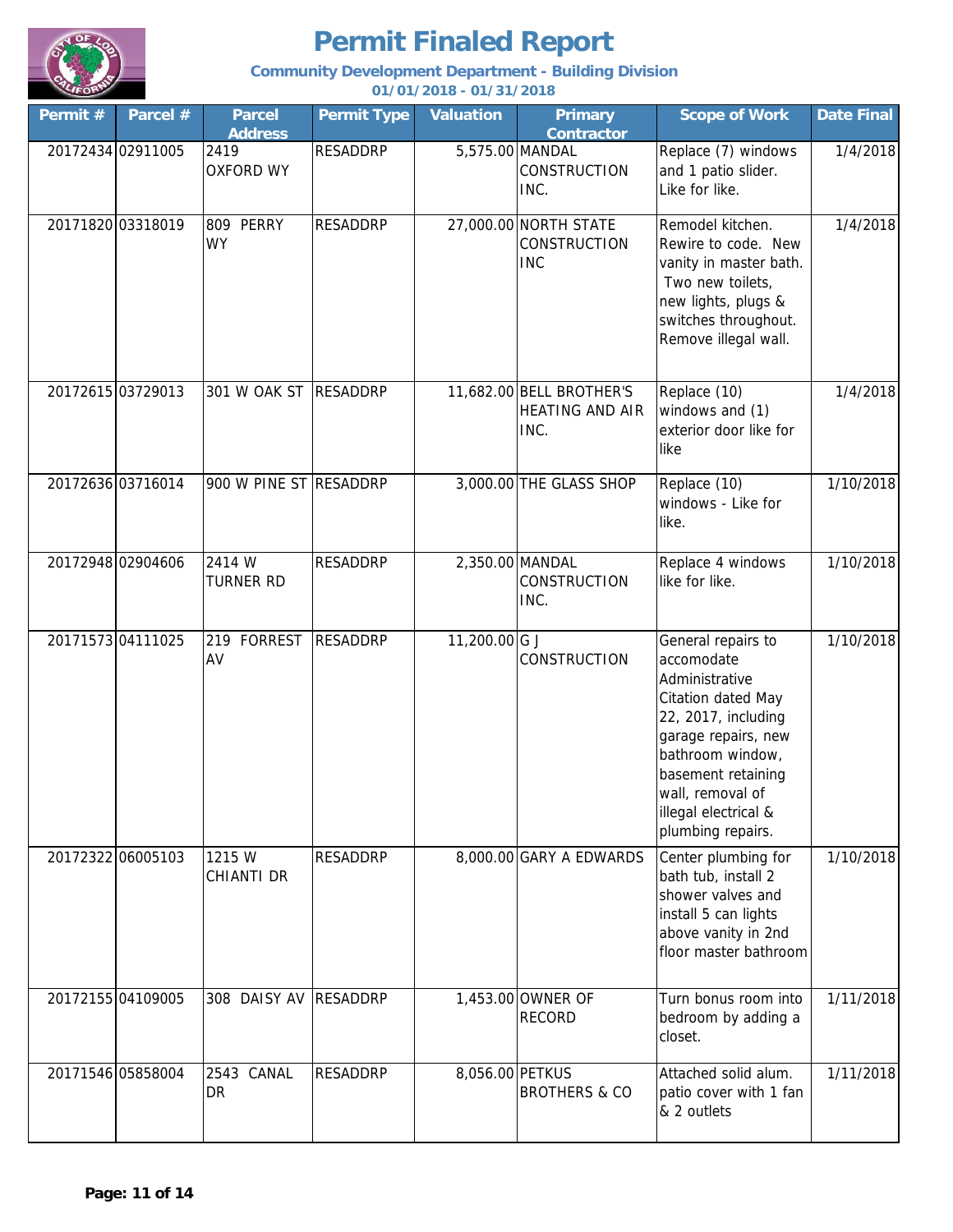# Permit Finaled Report

**Community Development Department - Building Division**

**01/01/2018 - 01/31/2018**

| Permit # | Parcel # | Parcel Address | Permit Type | Valuation | Primary Contractor | Scope of Work | Date Final |
|---|---|---|---|---|---|---|---|
| 20172434 | 02911005 | 2419 OXFORD WY | RESADDRP | 5,575.00 | MANDAL CONSTRUCTION INC. | Replace (7) windows and 1 patio slider. Like for like. | 1/4/2018 |
| 20171820 | 03318019 | 809 PERRY WY | RESADDRP | 27,000.00 | NORTH STATE CONSTRUCTION INC | Remodel kitchen. Rewire to code. New vanity in master bath. Two new toilets, new lights, plugs & switches throughout. Remove illegal wall. | 1/4/2018 |
| 20172615 | 03729013 | 301 W OAK ST | RESADDRP | 11,682.00 | BELL BROTHER'S HEATING AND AIR INC. | Replace (10) windows and (1) exterior door like for like | 1/4/2018 |
| 20172636 | 03716014 | 900 W PINE ST | RESADDRP | 3,000.00 | THE GLASS SHOP | Replace (10) windows - Like for like. | 1/10/2018 |
| 20172948 | 02904606 | 2414 W TURNER RD | RESADDRP | 2,350.00 | MANDAL CONSTRUCTION INC. | Replace 4 windows like for like. | 1/10/2018 |
| 20171573 | 04111025 | 219 FORREST AV | RESADDRP | 11,200.00 | G J CONSTRUCTION | General repairs to accomodate Administrative Citation dated May 22, 2017, including garage repairs, new bathroom window, basement retaining wall, removal of illegal electrical & plumbing repairs. | 1/10/2018 |
| 20172322 | 06005103 | 1215 W CHIANTI DR | RESADDRP | 8,000.00 | GARY A EDWARDS | Center plumbing for bath tub, install 2 shower valves and install 5 can lights above vanity in 2nd floor master bathroom | 1/10/2018 |
| 20172155 | 04109005 | 308 DAISY AV | RESADDRP | 1,453.00 | OWNER OF RECORD | Turn bonus room into bedroom by adding a closet. | 1/11/2018 |
| 20171546 | 05858004 | 2543 CANAL DR | RESADDRP | 8,056.00 | PETKUS BROTHERS & CO | Attached solid alum. patio cover with 1 fan & 2 outlets | 1/11/2018 |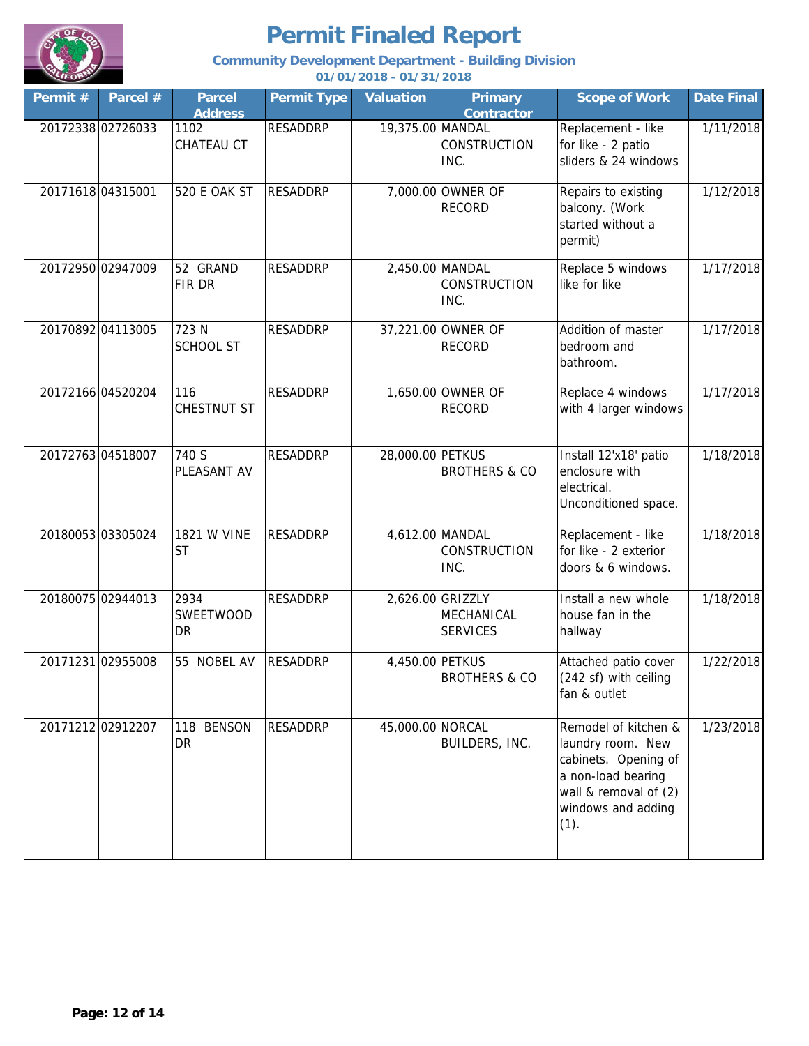# Permit Finaled Report

**Community Development Department - Building Division**

**01/01/2018 - 01/31/2018**

| Permit # | Parcel # | Parcel Address | Permit Type | Valuation | Primary Contractor | Scope of Work | Date Final |
|---|---|---|---|---|---|---|---|
| 20172338 | 02726033 | 1102 CHATEAU CT | RESADDRP | 19,375.00 | MANDAL CONSTRUCTION INC. | Replacement - like for like - 2 patio sliders & 24 windows | 1/11/2018 |
| 20171618 | 04315001 | 520 E OAK ST | RESADDRP | 7,000.00 | OWNER OF RECORD | Repairs to existing balcony. (Work started without a permit) | 1/12/2018 |
| 20172950 | 02947009 | 52 GRAND FIR DR | RESADDRP | 2,450.00 | MANDAL CONSTRUCTION INC. | Replace 5 windows like for like | 1/17/2018 |
| 20170892 | 04113005 | 723 N SCHOOL ST | RESADDRP | 37,221.00 | OWNER OF RECORD | Addition of master bedroom and bathroom. | 1/17/2018 |
| 20172166 | 04520204 | 116 CHESTNUT ST | RESADDRP | 1,650.00 | OWNER OF RECORD | Replace 4 windows with 4 larger windows | 1/17/2018 |
| 20172763 | 04518007 | 740 S PLEASANT AV | RESADDRP | 28,000.00 | PETKUS BROTHERS & CO | Install 12'x18' patio enclosure with electrical. Unconditioned space. | 1/18/2018 |
| 20180053 | 03305024 | 1821 W VINE ST | RESADDRP | 4,612.00 | MANDAL CONSTRUCTION INC. | Replacement - like for like - 2 exterior doors & 6 windows. | 1/18/2018 |
| 20180075 | 02944013 | 2934 SWEETWOOD DR | RESADDRP | 2,626.00 | GRIZZLY MECHANICAL SERVICES | Install a new whole house fan in the hallway | 1/18/2018 |
| 20171231 | 02955008 | 55 NOBEL AV | RESADDRP | 4,450.00 | PETKUS BROTHERS & CO | Attached patio cover (242 sf) with ceiling fan & outlet | 1/22/2018 |
| 20171212 | 02912207 | 118 BENSON DR | RESADDRP | 45,000.00 | NORCAL BUILDERS, INC. | Remodel of kitchen & laundry room. New cabinets. Opening of a non-load bearing wall & removal of (2) windows and adding (1). | 1/23/2018 |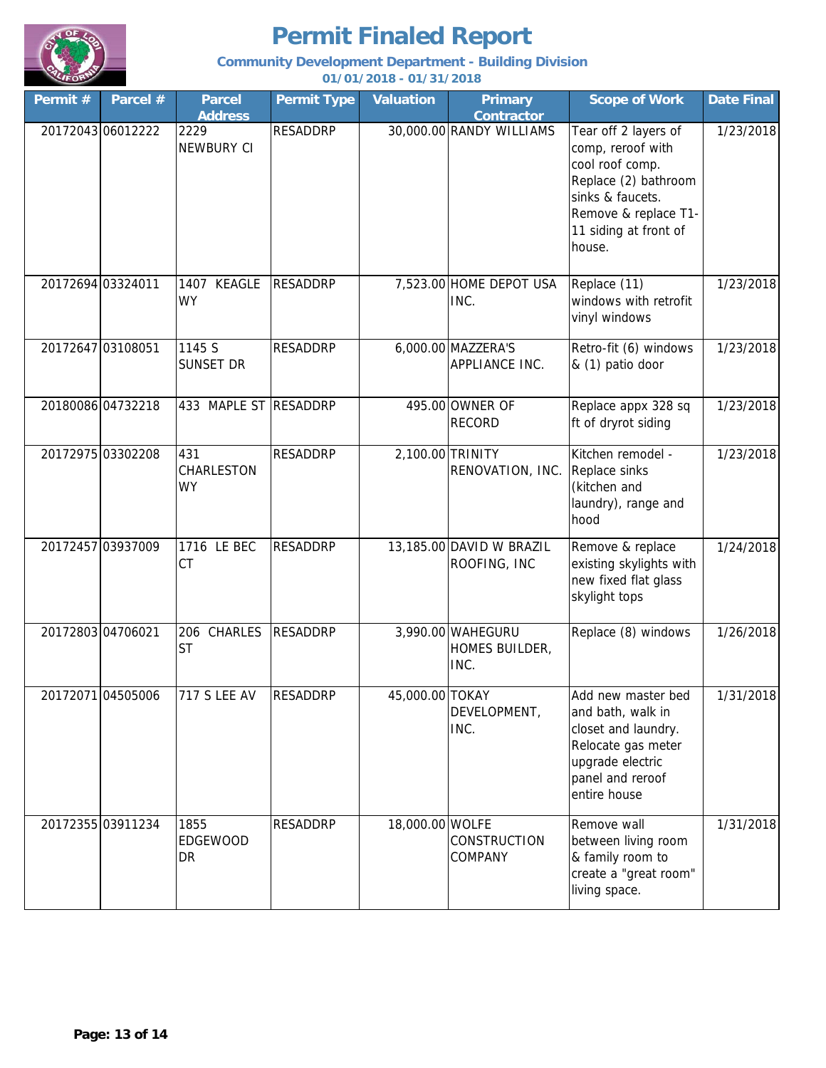# Permit Finaled Report

**Community Development Department - Building Division**

**01/01/2018 - 01/31/2018**

| Permit # | Parcel # | Parcel Address | Permit Type | Valuation | Primary Contractor | Scope of Work | Date Final |
|---|---|---|---|---|---|---|---|
| 20172043 | 06012222 | 2229 NEWBURY CI | RESADDRP | 30,000.00 | RANDY WILLIAMS | Tear off 2 layers of comp, reroof with cool roof comp. Replace (2) bathroom sinks & faucets. Remove & replace T1-11 siding at front of house. | 1/23/2018 |
| 20172694 | 03324011 | 1407 KEAGLE WY | RESADDRP | 7,523.00 | HOME DEPOT USA INC. | Replace (11) windows with retrofit vinyl windows | 1/23/2018 |
| 20172647 | 03108051 | 1145 S SUNSET DR | RESADDRP | 6,000.00 | MAZZERA'S APPLIANCE INC. | Retro-fit (6) windows & (1) patio door | 1/23/2018 |
| 20180086 | 04732218 | 433 MAPLE ST | RESADDRP | 495.00 | OWNER OF RECORD | Replace appx 328 sq ft of dryrot siding | 1/23/2018 |
| 20172975 | 03302208 | 431 CHARLESTON WY | RESADDRP | 2,100.00 | TRINITY RENOVATION, INC. | Kitchen remodel - Replace sinks (kitchen and laundry), range and hood | 1/23/2018 |
| 20172457 | 03937009 | 1716 LE BEC CT | RESADDRP | 13,185.00 | DAVID W BRAZIL ROOFING, INC | Remove & replace existing skylights with new fixed flat glass skylight tops | 1/24/2018 |
| 20172803 | 04706021 | 206 CHARLES ST | RESADDRP | 3,990.00 | WAHEGURU HOMES BUILDER, INC. | Replace (8) windows | 1/26/2018 |
| 20172071 | 04505006 | 717 S LEE AV | RESADDRP | 45,000.00 | TOKAY DEVELOPMENT, INC. | Add new master bed and bath, walk in closet and laundry. Relocate gas meter upgrade electric panel and reroof entire house | 1/31/2018 |
| 20172355 | 03911234 | 1855 EDGEWOOD DR | RESADDRP | 18,000.00 | WOLFE CONSTRUCTION COMPANY | Remove wall between living room & family room to create a "great room" living space. | 1/31/2018 |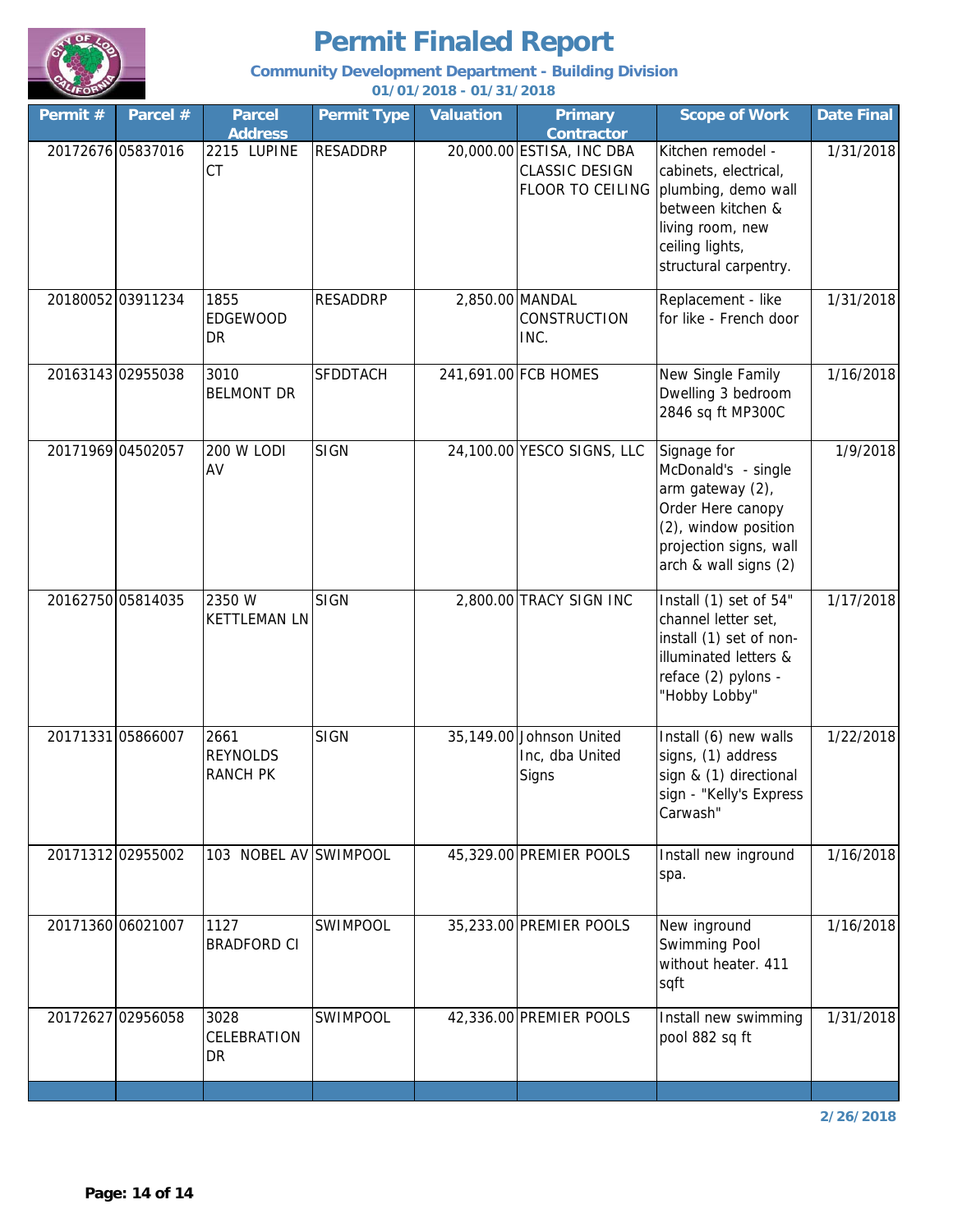# Permit Finaled Report

**Community Development Department - Building Division**

**01/01/2018 - 01/31/2018**

| Permit # | Parcel # | Parcel Address | Permit Type | Valuation | Primary Contractor | Scope of Work | Date Final |
|---|---|---|---|---|---|---|---|
| 20172676 | 05837016 | 2215 LUPINE CT | RESADDRP | 20,000.00 | ESTISA, INC DBA CLASSIC DESIGN FLOOR TO CEILING | Kitchen remodel - cabinets, electrical, plumbing, demo wall between kitchen & living room, new ceiling lights, structural carpentry. | 1/31/2018 |
| 20180052 | 03911234 | 1855 EDGEWOOD DR | RESADDRP | 2,850.00 | MANDAL CONSTRUCTION INC. | Replacement - like for like - French door | 1/31/2018 |
| 20163143 | 02955038 | 3010 BELMONT DR | SFDDTACH | 241,691.00 | FCB HOMES | New Single Family Dwelling 3 bedroom 2846 sq ft MP300C | 1/16/2018 |
| 20171969 | 04502057 | 200 W LODI AV | SIGN | 24,100.00 | YESCO SIGNS, LLC | Signage for McDonald's - single arm gateway (2), Order Here canopy (2), window position projection signs, wall arch & wall signs (2) | 1/9/2018 |
| 20162750 | 05814035 | 2350 W KETTLEMAN LN | SIGN | 2,800.00 | TRACY SIGN INC | Install (1) set of 54" channel letter set, install (1) set of non-illuminated letters & reface (2) pylons - "Hobby Lobby" | 1/17/2018 |
| 20171331 | 05866007 | 2661 REYNOLDS RANCH PK | SIGN | 35,149.00 | Johnson United Inc, dba United Signs | Install (6) new walls signs, (1) address sign & (1) directional sign - "Kelly's Express Carwash" | 1/22/2018 |
| 20171312 | 02955002 | 103 NOBEL AV | SWIMPOOL | 45,329.00 | PREMIER POOLS | Install new inground spa. | 1/16/2018 |
| 20171360 | 06021007 | 1127 BRADFORD CI | SWIMPOOL | 35,233.00 | PREMIER POOLS | New inground Swimming Pool without heater. 411 sqft | 1/16/2018 |
| 20172627 | 02956058 | 3028 CELEBRATION DR | SWIMPOOL | 42,336.00 | PREMIER POOLS | Install new swimming pool 882 sq ft | 1/31/2018 |

2/26/2018